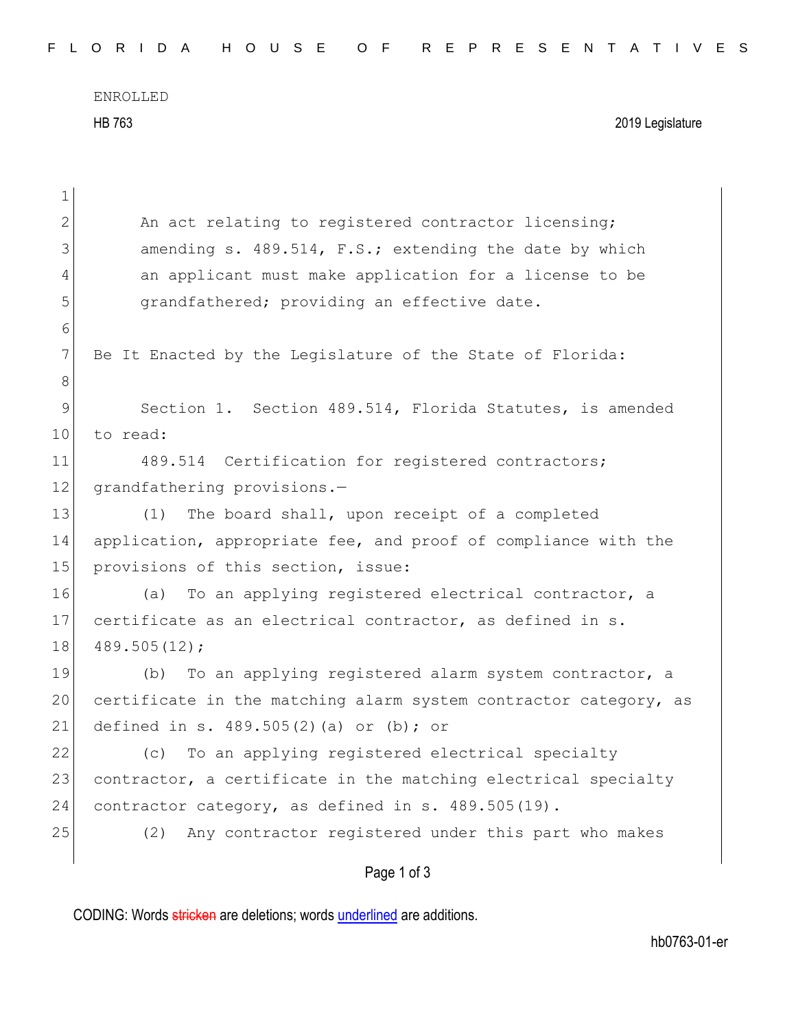ENROLLED

HB 763 2019 Legislature

An act relating to registered contractor licensing; amending s. 489.514, F.S.; extending the date by which an applicant must make application for a license to be grandfathered; providing an effective date.

Be It Enacted by the Legislature of the State of Florida:

Section 1. Section 489.514, Florida Statutes, is amended to read:

489.514 Certification for registered contractors; grandfathering provisions.—

(1) The board shall, upon receipt of a completed application, appropriate fee, and proof of compliance with the provisions of this section, issue:

(a) To an applying registered electrical contractor, a certificate as an electrical contractor, as defined in s. 489.505(12);

(b) To an applying registered alarm system contractor, a certificate in the matching alarm system contractor category, as defined in s. 489.505(2)(a) or (b); or

(c) To an applying registered electrical specialty contractor, a certificate in the matching electrical specialty contractor category, as defined in s. 489.505(19).

(2) Any contractor registered under this part who makes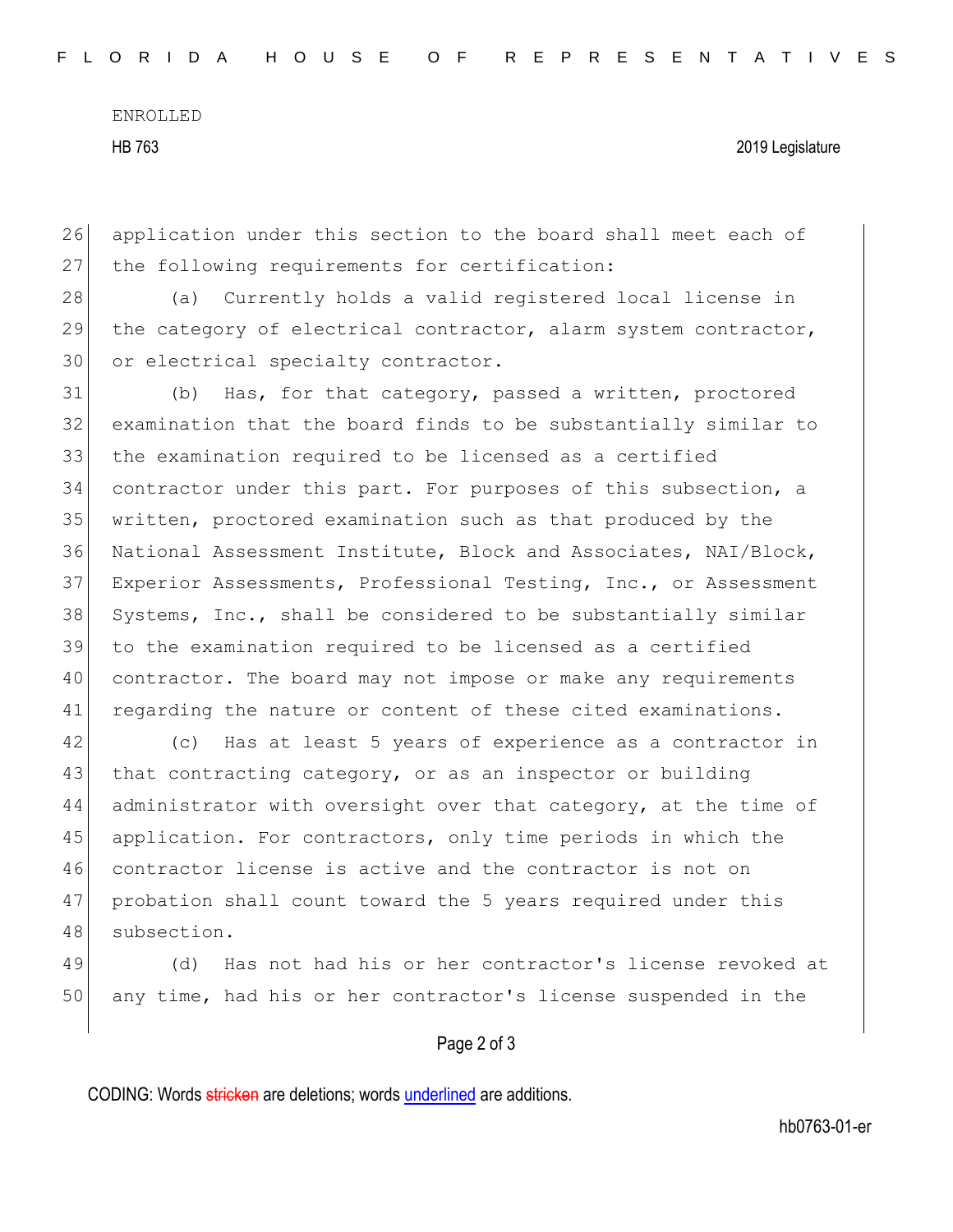application under this section to the board shall meet each of the following requirements for certification:

(a) Currently holds a valid registered local license in the category of electrical contractor, alarm system contractor, or electrical specialty contractor.

(b) Has, for that category, passed a written, proctored examination that the board finds to be substantially similar to the examination required to be licensed as a certified contractor under this part. For purposes of this subsection, a written, proctored examination such as that produced by the National Assessment Institute, Block and Associates, NAI/Block, Experior Assessments, Professional Testing, Inc., or Assessment Systems, Inc., shall be considered to be substantially similar to the examination required to be licensed as a certified contractor. The board may not impose or make any requirements regarding the nature or content of these cited examinations.

(c) Has at least 5 years of experience as a contractor in that contracting category, or as an inspector or building administrator with oversight over that category, at the time of application. For contractors, only time periods in which the contractor license is active and the contractor is not on probation shall count toward the 5 years required under this subsection.

(d) Has not had his or her contractor's license revoked at any time, had his or her contractor's license suspended in the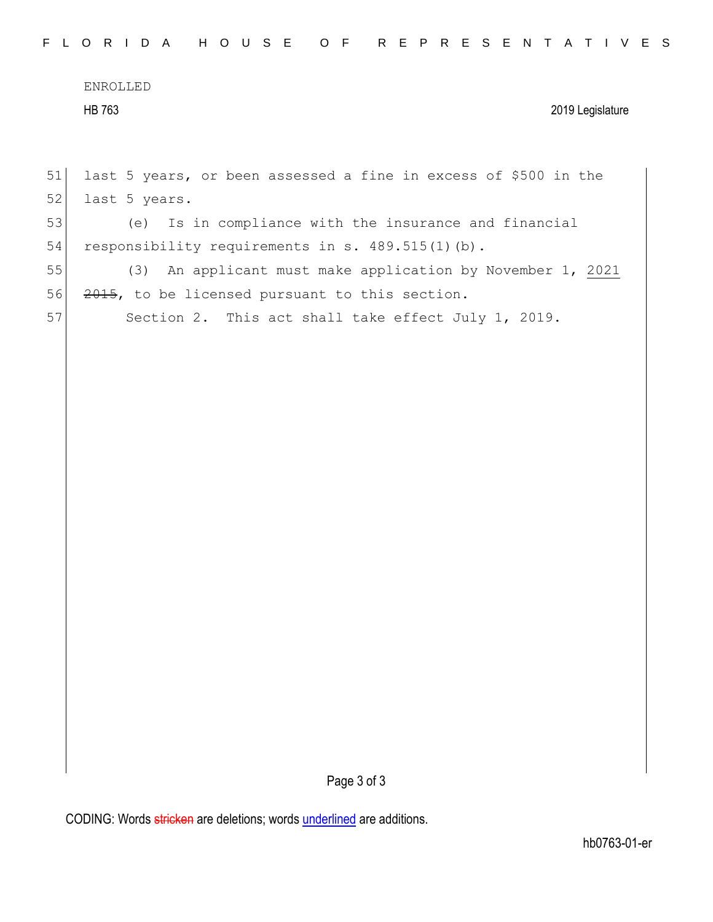last 5 years, or been assessed a fine in excess of $500 in the last 5 years.

(e) Is in compliance with the insurance and financial responsibility requirements in s. 489.515(1)(b).

(3) An applicant must make application by November 1, <u>2021</u> ~~2015~~, to be licensed pursuant to this section.

Section 2. This act shall take effect July 1, 2019.